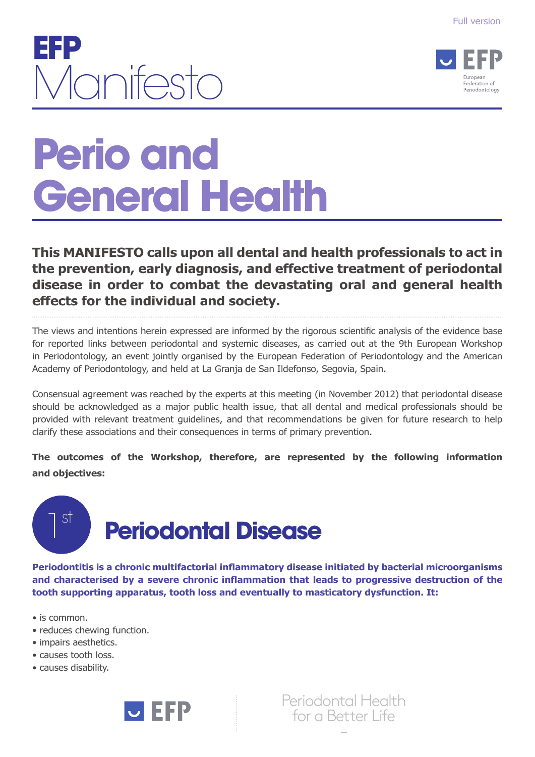Full version

# EFP Manifesto

European Federation of Periodontology

# Perio and General Health

**This MANIFESTO calls upon all dental and health professionals to act in the prevention, early diagnosis, and effective treatment of periodontal disease in order to combat the devastating oral and general health effects for the individual and society.**

The views and intentions herein expressed are informed by the rigorous scientific analysis of the evidence base for reported links between periodontal and systemic diseases, as carried out at the 9th European Workshop in Periodontology, an event jointly organised by the European Federation of Periodontology and the American Academy of Periodontology, and held at La Granja de San Ildefonso, Segovia, Spain.

Consensual agreement was reached by the experts at this meeting (in November 2012) that periodontal disease should be acknowledged as a major public health issue, that all dental and medical professionals should be provided with relevant treatment guidelines, and that recommendations be given for future research to help clarify these associations and their consequences in terms of primary prevention.

**The outcomes of the Workshop, therefore, are represented by the following information and objectives:**

## 1st Periodontal Disease

**Periodontitis is a chronic multifactorial inflammatory disease initiated by bacterial microorganisms and characterised by a severe chronic inflammation that leads to progressive destruction of the tooth supporting apparatus, tooth loss and eventually to masticatory dysfunction. It:**

- is common.
- reduces chewing function.
- impairs aesthetics.
- causes tooth loss.
- causes disability.

EFP | Periodontal Health for a Better Life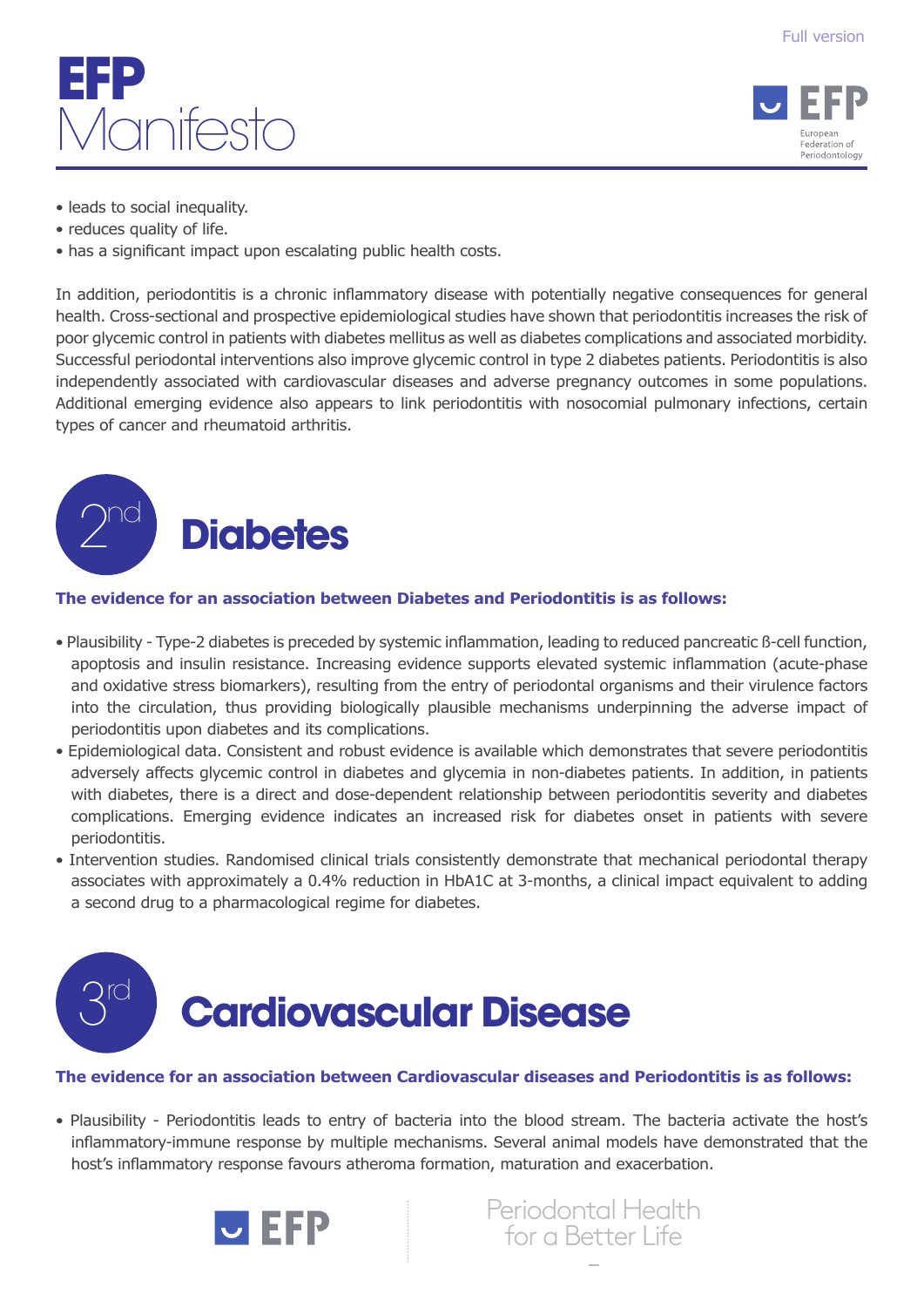- leads to social inequality.
- reduces quality of life.
- has a significant impact upon escalating public health costs.

In addition, periodontitis is a chronic inflammatory disease with potentially negative consequences for general health. Cross-sectional and prospective epidemiological studies have shown that periodontitis increases the risk of poor glycemic control in patients with diabetes mellitus as well as diabetes complications and associated morbidity. Successful periodontal interventions also improve glycemic control in type 2 diabetes patients. Periodontitis is also independently associated with cardiovascular diseases and adverse pregnancy outcomes in some populations. Additional emerging evidence also appears to link periodontitis with nosocomial pulmonary infections, certain types of cancer and rheumatoid arthritis.

## 2nd Diabetes

**The evidence for an association between Diabetes and Periodontitis is as follows:**

- Plausibility - Type-2 diabetes is preceded by systemic inflammation, leading to reduced pancreatic ß-cell function, apoptosis and insulin resistance. Increasing evidence supports elevated systemic inflammation (acute-phase and oxidative stress biomarkers), resulting from the entry of periodontal organisms and their virulence factors into the circulation, thus providing biologically plausible mechanisms underpinning the adverse impact of periodontitis upon diabetes and its complications.
- Epidemiological data. Consistent and robust evidence is available which demonstrates that severe periodontitis adversely affects glycemic control in diabetes and glycemia in non-diabetes patients. In addition, in patients with diabetes, there is a direct and dose-dependent relationship between periodontitis severity and diabetes complications. Emerging evidence indicates an increased risk for diabetes onset in patients with severe periodontitis.
- Intervention studies. Randomised clinical trials consistently demonstrate that mechanical periodontal therapy associates with approximately a 0.4% reduction in HbA1C at 3-months, a clinical impact equivalent to adding a second drug to a pharmacological regime for diabetes.

## 3rd Cardiovascular Disease

**The evidence for an association between Cardiovascular diseases and Periodontitis is as follows:**

- Plausibility - Periodontitis leads to entry of bacteria into the blood stream. The bacteria activate the host's inflammatory-immune response by multiple mechanisms. Several animal models have demonstrated that the host's inflammatory response favours atheroma formation, maturation and exacerbation.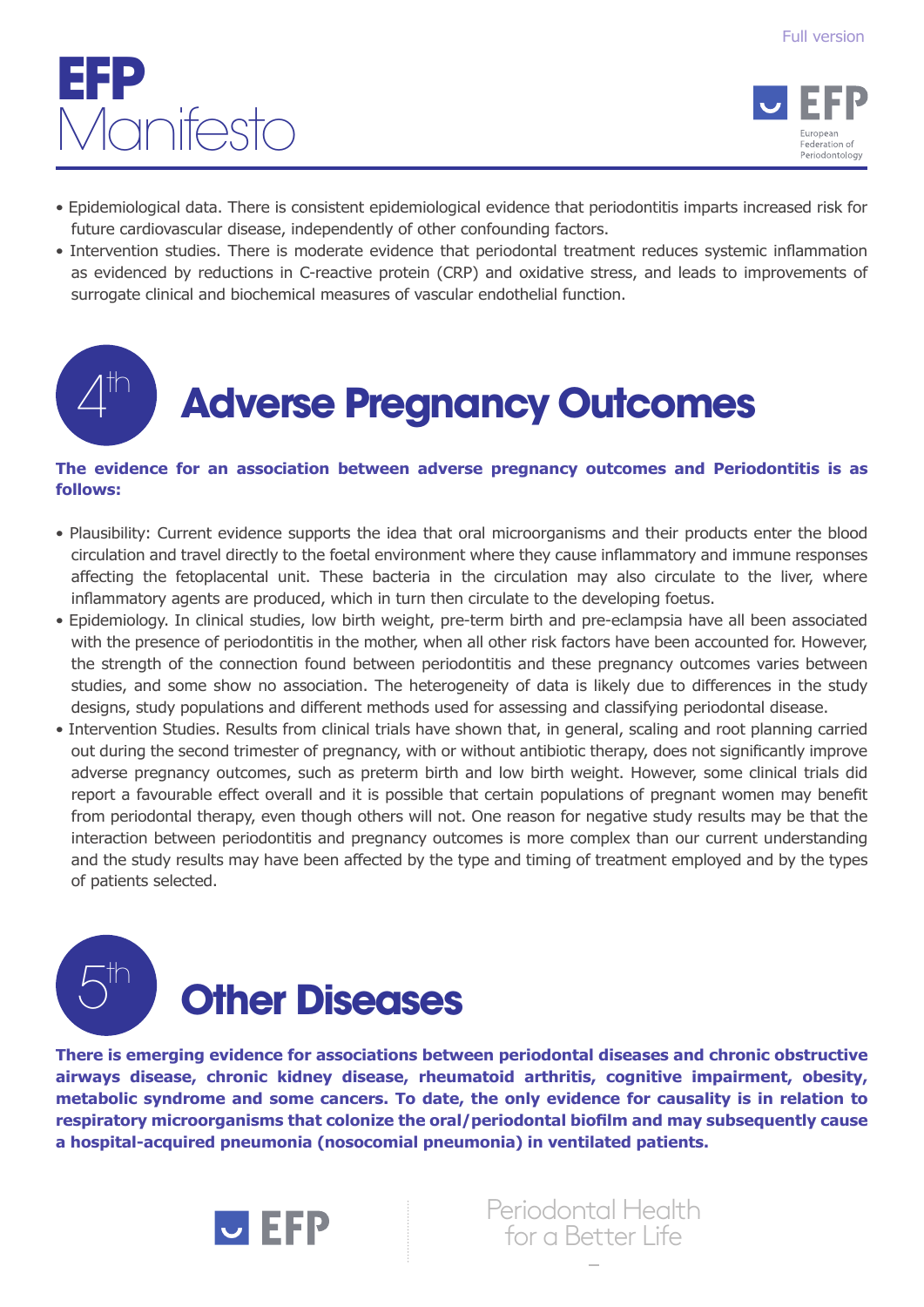- Epidemiological data. There is consistent epidemiological evidence that periodontitis imparts increased risk for future cardiovascular disease, independently of other confounding factors.
- Intervention studies. There is moderate evidence that periodontal treatment reduces systemic inflammation as evidenced by reductions in C-reactive protein (CRP) and oxidative stress, and leads to improvements of surrogate clinical and biochemical measures of vascular endothelial function.

## 4th Adverse Pregnancy Outcomes

**The evidence for an association between adverse pregnancy outcomes and Periodontitis is as follows:**

- Plausibility: Current evidence supports the idea that oral microorganisms and their products enter the blood circulation and travel directly to the foetal environment where they cause inflammatory and immune responses affecting the fetoplacental unit. These bacteria in the circulation may also circulate to the liver, where inflammatory agents are produced, which in turn then circulate to the developing foetus.
- Epidemiology. In clinical studies, low birth weight, pre-term birth and pre-eclampsia have all been associated with the presence of periodontitis in the mother, when all other risk factors have been accounted for. However, the strength of the connection found between periodontitis and these pregnancy outcomes varies between studies, and some show no association. The heterogeneity of data is likely due to differences in the study designs, study populations and different methods used for assessing and classifying periodontal disease.
- Intervention Studies. Results from clinical trials have shown that, in general, scaling and root planning carried out during the second trimester of pregnancy, with or without antibiotic therapy, does not significantly improve adverse pregnancy outcomes, such as preterm birth and low birth weight. However, some clinical trials did report a favourable effect overall and it is possible that certain populations of pregnant women may benefit from periodontal therapy, even though others will not. One reason for negative study results may be that the interaction between periodontitis and pregnancy outcomes is more complex than our current understanding and the study results may have been affected by the type and timing of treatment employed and by the types of patients selected.

## 5th Other Diseases

**There is emerging evidence for associations between periodontal diseases and chronic obstructive airways disease, chronic kidney disease, rheumatoid arthritis, cognitive impairment, obesity, metabolic syndrome and some cancers. To date, the only evidence for causality is in relation to respiratory microorganisms that colonize the oral/periodontal biofilm and may subsequently cause a hospital-acquired pneumonia (nosocomial pneumonia) in ventilated patients.**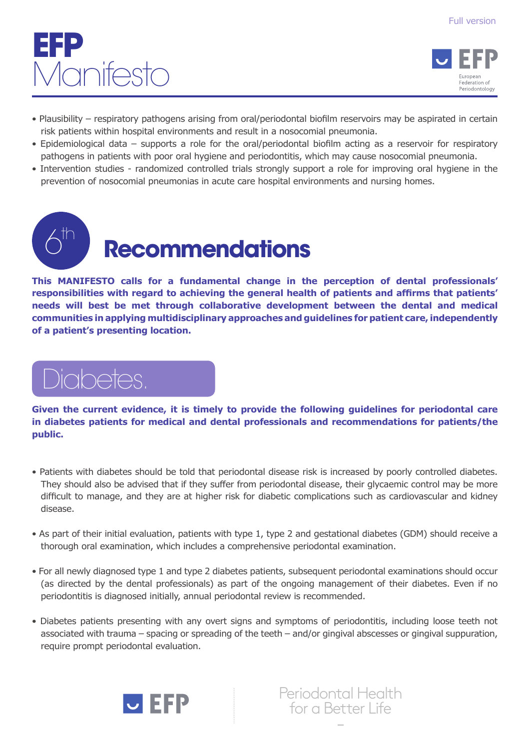- Plausibility – respiratory pathogens arising from oral/periodontal biofilm reservoirs may be aspirated in certain risk patients within hospital environments and result in a nosocomial pneumonia.
- Epidemiological data – supports a role for the oral/periodontal biofilm acting as a reservoir for respiratory pathogens in patients with poor oral hygiene and periodontitis, which may cause nosocomial pneumonia.
- Intervention studies - randomized controlled trials strongly support a role for improving oral hygiene in the prevention of nosocomial pneumonias in acute care hospital environments and nursing homes.

# 6th Recommendations

**This MANIFESTO calls for a fundamental change in the perception of dental professionals' responsibilities with regard to achieving the general health of patients and affirms that patients' needs will best be met through collaborative development between the dental and medical communities in applying multidisciplinary approaches and guidelines for patient care, independently of a patient's presenting location.**

## Diabetes.

**Given the current evidence, it is timely to provide the following guidelines for periodontal care in diabetes patients for medical and dental professionals and recommendations for patients/the public.**

- Patients with diabetes should be told that periodontal disease risk is increased by poorly controlled diabetes. They should also be advised that if they suffer from periodontal disease, their glycaemic control may be more difficult to manage, and they are at higher risk for diabetic complications such as cardiovascular and kidney disease.

- As part of their initial evaluation, patients with type 1, type 2 and gestational diabetes (GDM) should receive a thorough oral examination, which includes a comprehensive periodontal examination.

- For all newly diagnosed type 1 and type 2 diabetes patients, subsequent periodontal examinations should occur (as directed by the dental professionals) as part of the ongoing management of their diabetes. Even if no periodontitis is diagnosed initially, annual periodontal review is recommended.

- Diabetes patients presenting with any overt signs and symptoms of periodontitis, including loose teeth not associated with trauma – spacing or spreading of the teeth – and/or gingival abscesses or gingival suppuration, require prompt periodontal evaluation.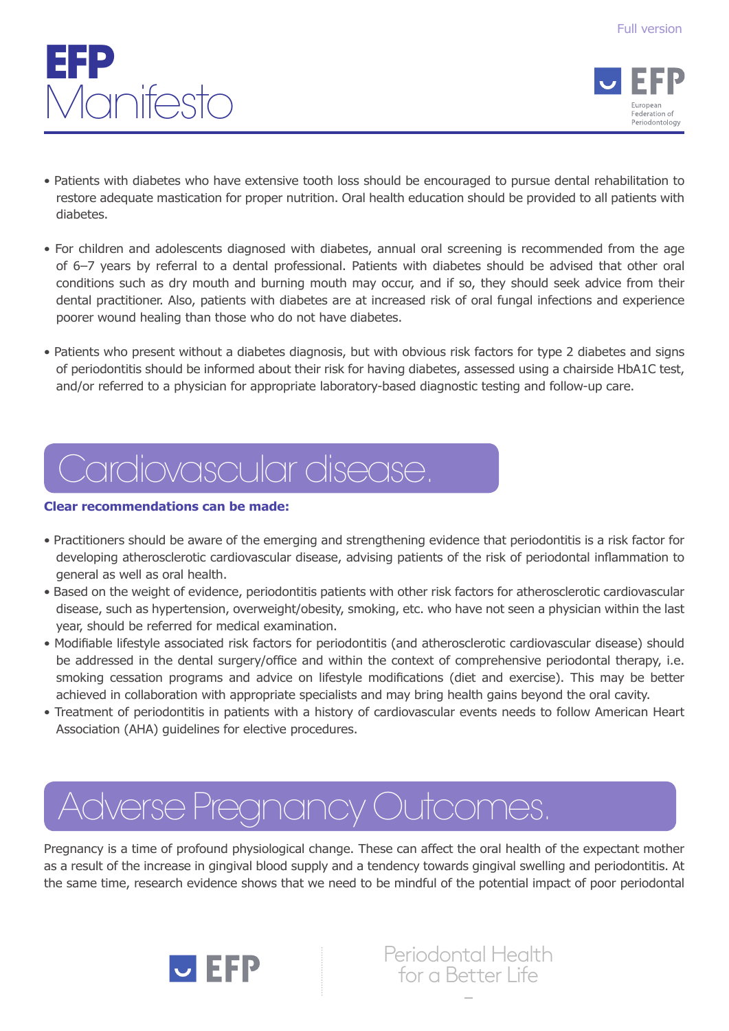- Patients with diabetes who have extensive tooth loss should be encouraged to pursue dental rehabilitation to restore adequate mastication for proper nutrition. Oral health education should be provided to all patients with diabetes.

- For children and adolescents diagnosed with diabetes, annual oral screening is recommended from the age of 6–7 years by referral to a dental professional. Patients with diabetes should be advised that other oral conditions such as dry mouth and burning mouth may occur, and if so, they should seek advice from their dental practitioner. Also, patients with diabetes are at increased risk of oral fungal infections and experience poorer wound healing than those who do not have diabetes.

- Patients who present without a diabetes diagnosis, but with obvious risk factors for type 2 diabetes and signs of periodontitis should be informed about their risk for having diabetes, assessed using a chairside HbA1C test, and/or referred to a physician for appropriate laboratory-based diagnostic testing and follow-up care.

## Cardiovascular disease.

**Clear recommendations can be made:**

- Practitioners should be aware of the emerging and strengthening evidence that periodontitis is a risk factor for developing atherosclerotic cardiovascular disease, advising patients of the risk of periodontal inflammation to general as well as oral health.
- Based on the weight of evidence, periodontitis patients with other risk factors for atherosclerotic cardiovascular disease, such as hypertension, overweight/obesity, smoking, etc. who have not seen a physician within the last year, should be referred for medical examination.
- Modifiable lifestyle associated risk factors for periodontitis (and atherosclerotic cardiovascular disease) should be addressed in the dental surgery/office and within the context of comprehensive periodontal therapy, i.e. smoking cessation programs and advice on lifestyle modifications (diet and exercise). This may be better achieved in collaboration with appropriate specialists and may bring health gains beyond the oral cavity.
- Treatment of periodontitis in patients with a history of cardiovascular events needs to follow American Heart Association (AHA) guidelines for elective procedures.

## Adverse Pregnancy Outcomes.

Pregnancy is a time of profound physiological change. These can affect the oral health of the expectant mother as a result of the increase in gingival blood supply and a tendency towards gingival swelling and periodontitis. At the same time, research evidence shows that we need to be mindful of the potential impact of poor periodontal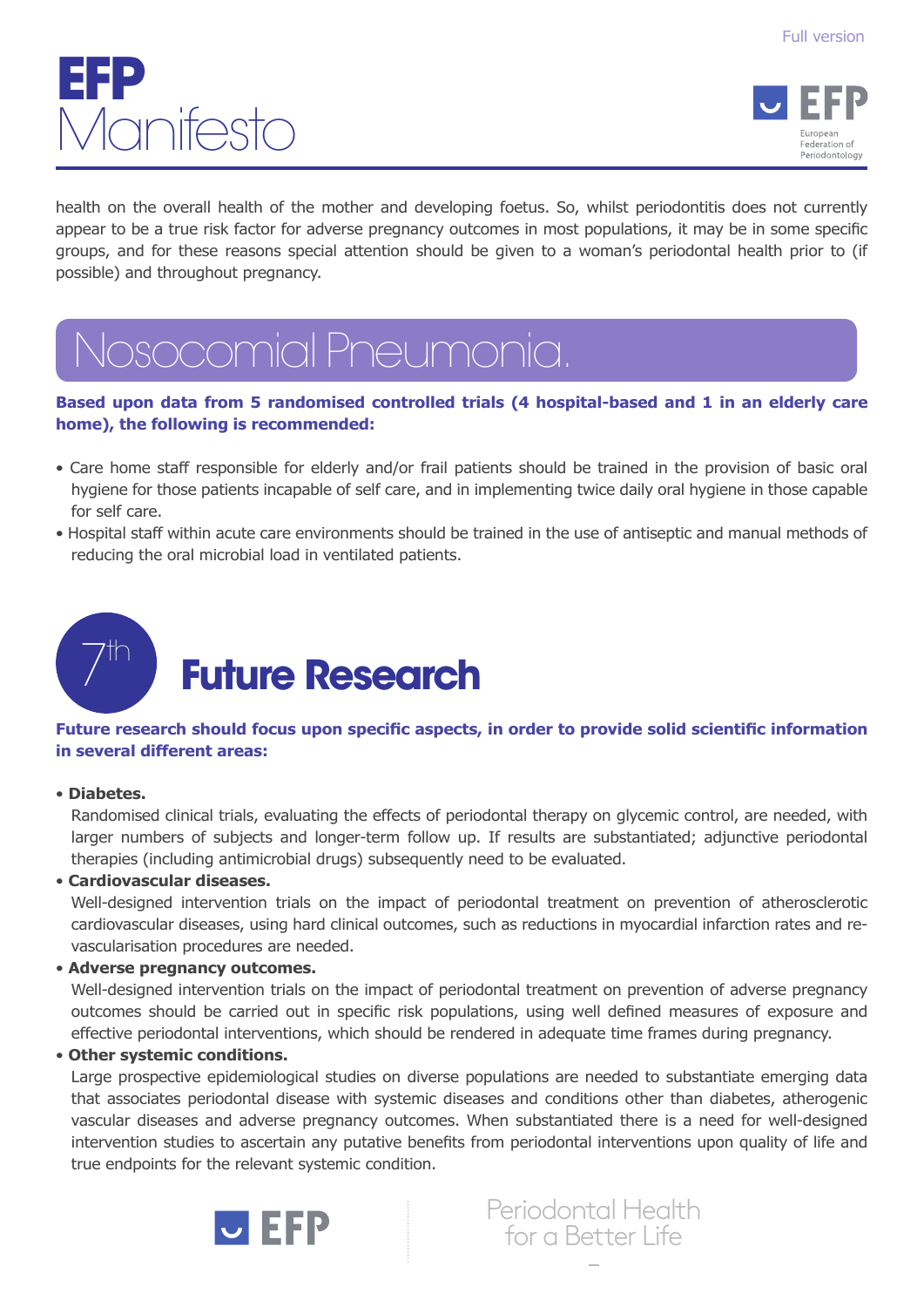health on the overall health of the mother and developing foetus. So, whilst periodontitis does not currently appear to be a true risk factor for adverse pregnancy outcomes in most populations, it may be in some specific groups, and for these reasons special attention should be given to a woman's periodontal health prior to (if possible) and throughout pregnancy.

## Nosocomial Pneumonia.

**Based upon data from 5 randomised controlled trials (4 hospital-based and 1 in an elderly care home), the following is recommended:**

- Care home staff responsible for elderly and/or frail patients should be trained in the provision of basic oral hygiene for those patients incapable of self care, and in implementing twice daily oral hygiene in those capable for self care.
- Hospital staff within acute care environments should be trained in the use of antiseptic and manual methods of reducing the oral microbial load in ventilated patients.

# 7th Future Research

**Future research should focus upon specific aspects, in order to provide solid scientific information in several different areas:**

- **Diabetes.**
  Randomised clinical trials, evaluating the effects of periodontal therapy on glycemic control, are needed, with larger numbers of subjects and longer-term follow up. If results are substantiated; adjunctive periodontal therapies (including antimicrobial drugs) subsequently need to be evaluated.
- **Cardiovascular diseases.**
  Well-designed intervention trials on the impact of periodontal treatment on prevention of atherosclerotic cardiovascular diseases, using hard clinical outcomes, such as reductions in myocardial infarction rates and re-vascularisation procedures are needed.
- **Adverse pregnancy outcomes.**
  Well-designed intervention trials on the impact of periodontal treatment on prevention of adverse pregnancy outcomes should be carried out in specific risk populations, using well defined measures of exposure and effective periodontal interventions, which should be rendered in adequate time frames during pregnancy.
- **Other systemic conditions.**
  Large prospective epidemiological studies on diverse populations are needed to substantiate emerging data that associates periodontal disease with systemic diseases and conditions other than diabetes, atherogenic vascular diseases and adverse pregnancy outcomes. When substantiated there is a need for well-designed intervention studies to ascertain any putative benefits from periodontal interventions upon quality of life and true endpoints for the relevant systemic condition.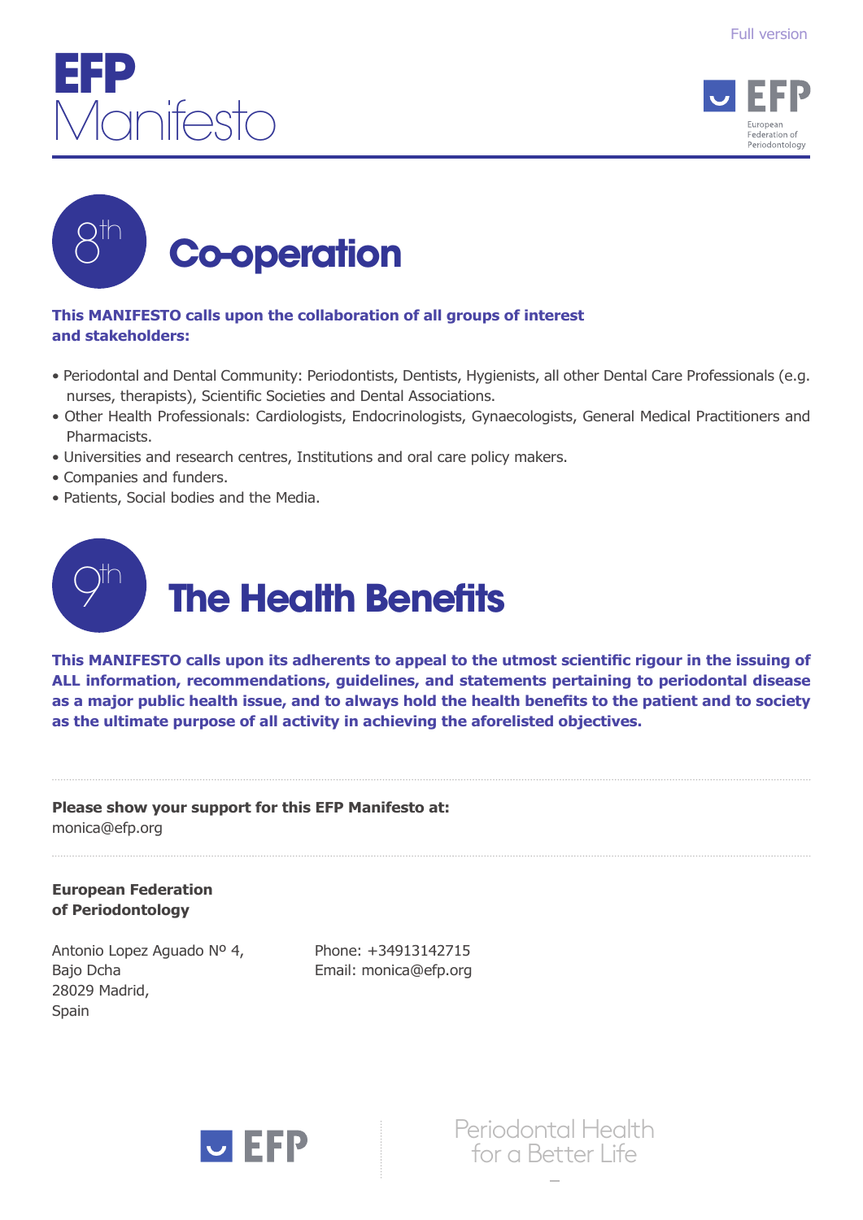# 8th Co-operation

**This MANIFESTO calls upon the collaboration of all groups of interest and stakeholders:**

- Periodontal and Dental Community: Periodontists, Dentists, Hygienists, all other Dental Care Professionals (e.g. nurses, therapists), Scientific Societies and Dental Associations.
- Other Health Professionals: Cardiologists, Endocrinologists, Gynaecologists, General Medical Practitioners and Pharmacists.
- Universities and research centres, Institutions and oral care policy makers.
- Companies and funders.
- Patients, Social bodies and the Media.

# 9th The Health Benefits

**This MANIFESTO calls upon its adherents to appeal to the utmost scientific rigour in the issuing of ALL information, recommendations, guidelines, and statements pertaining to periodontal disease as a major public health issue, and to always hold the health benefits to the patient and to society as the ultimate purpose of all activity in achieving the aforelisted objectives.**

---

**Please show your support for this EFP Manifesto at:**
monica@efp.org

---

**European Federation of Periodontology**

Antonio Lopez Aguado Nº 4,
Bajo Dcha
28029 Madrid,
Spain

Phone: +34913142715
Email: monica@efp.org

Periodontal Health for a Better Life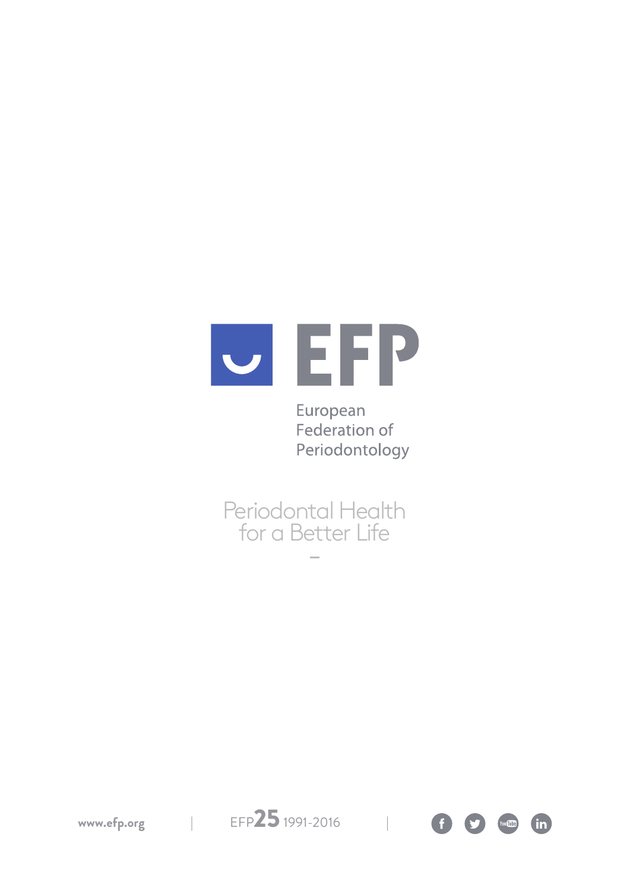EFP

European
Federation of
Periodontology

Periodontal Health
for a Better Life

www.efp.org | EFP25 1991-2016 |